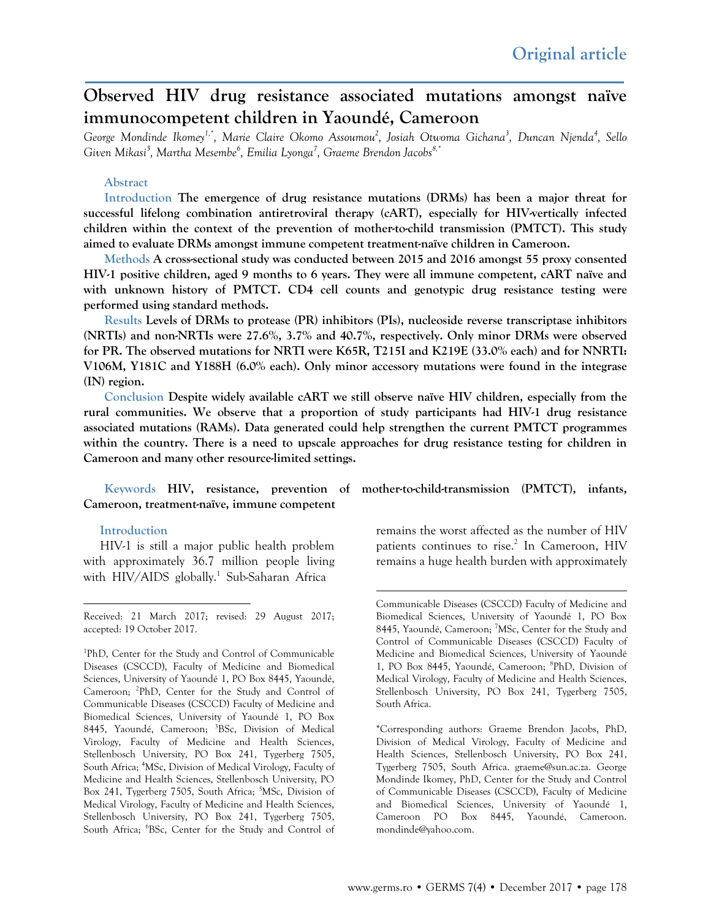Original article

# Observed HIV drug resistance associated mutations amongst naïve immunocompetent children in Yaoundé, Cameroon

*George Mondinde Ikomey[1,\*], Marie Claire Okomo Assoumou[2], Josiah Otwoma Gichana[3], Duncan Njenda[4], Sello Given Mikasi[5], Martha Mesembe[6], Emilia Lyonga[7], Graeme Brendon Jacobs[8,\*]*

## Abstract

**Introduction** **The emergence of drug resistance mutations (DRMs) has been a major threat for successful lifelong combination antiretroviral therapy (cART), especially for HIV-vertically infected children within the context of the prevention of mother-to-child transmission (PMTCT). This study aimed to evaluate DRMs amongst immune competent treatment-naïve children in Cameroon.**

**Methods** **A cross-sectional study was conducted between 2015 and 2016 amongst 55 proxy consented HIV-1 positive children, aged 9 months to 6 years. They were all immune competent, cART naïve and with unknown history of PMTCT. CD4 cell counts and genotypic drug resistance testing were performed using standard methods.**

**Results** **Levels of DRMs to protease (PR) inhibitors (PIs), nucleoside reverse transcriptase inhibitors (NRTIs) and non-NRTIs were 27.6%, 3.7% and 40.7%, respectively. Only minor DRMs were observed for PR. The observed mutations for NRTI were K65R, T215I and K219E (33.0% each) and for NNRTI: V106M, Y181C and Y188H (6.0% each). Only minor accessory mutations were found in the integrase (IN) region.**

**Conclusion** **Despite widely available cART we still observe naïve HIV children, especially from the rural communities. We observe that a proportion of study participants had HIV-1 drug resistance associated mutations (RAMs). Data generated could help strengthen the current PMTCT programmes within the country. There is a need to upscale approaches for drug resistance testing for children in Cameroon and many other resource-limited settings.**

**Keywords** **HIV, resistance, prevention of mother-to-child-transmission (PMTCT), infants, Cameroon, treatment-naïve, immune competent**

## Introduction

HIV-1 is still a major public health problem with approximately 36.7 million people living with HIV/AIDS globally.[1] Sub-Saharan Africa remains the worst affected as the number of HIV patients continues to rise.[2] In Cameroon, HIV remains a huge health burden with approximately

---

Received: 21 March 2017; revised: 29 August 2017; accepted: 19 October 2017.

[1]PhD, Center for the Study and Control of Communicable Diseases (CSCCD), Faculty of Medicine and Biomedical Sciences, University of Yaoundé 1, PO Box 8445, Yaoundé, Cameroon; [2]PhD, Center for the Study and Control of Communicable Diseases (CSCCD) Faculty of Medicine and Biomedical Sciences, University of Yaoundé 1, PO Box 8445, Yaoundé, Cameroon; [3]BSc, Division of Medical Virology, Faculty of Medicine and Health Sciences, Stellenbosch University, PO Box 241, Tygerberg 7505, South Africa; [4]MSc, Division of Medical Virology, Faculty of Medicine and Health Sciences, Stellenbosch University, PO Box 241, Tygerberg 7505, South Africa; [5]MSc, Division of Medical Virology, Faculty of Medicine and Health Sciences, Stellenbosch University, PO Box 241, Tygerberg 7505, South Africa; [6]BSc, Center for the Study and Control of Communicable Diseases (CSCCD) Faculty of Medicine and Biomedical Sciences, University of Yaoundé 1, PO Box 8445, Yaoundé, Cameroon; [7]MSc, Center for the Study and Control of Communicable Diseases (CSCCD) Faculty of Medicine and Biomedical Sciences, University of Yaoundé 1, PO Box 8445, Yaoundé, Cameroon; [8]PhD, Division of Medical Virology, Faculty of Medicine and Health Sciences, Stellenbosch University, PO Box 241, Tygerberg 7505, South Africa.

*Corresponding authors: Graeme Brendon Jacobs, PhD, Division of Medical Virology, Faculty of Medicine and Health Sciences, Stellenbosch University, PO Box 241, Tygerberg 7505, South Africa. graeme@sun.ac.za. George Mondinde Ikomey, PhD, Center for the Study and Control of Communicable Diseases (CSCCD), Faculty of Medicine and Biomedical Sciences, University of Yaoundé 1, Cameroon PO Box 8445, Yaoundé, Cameroon. mondinde@yahoo.com.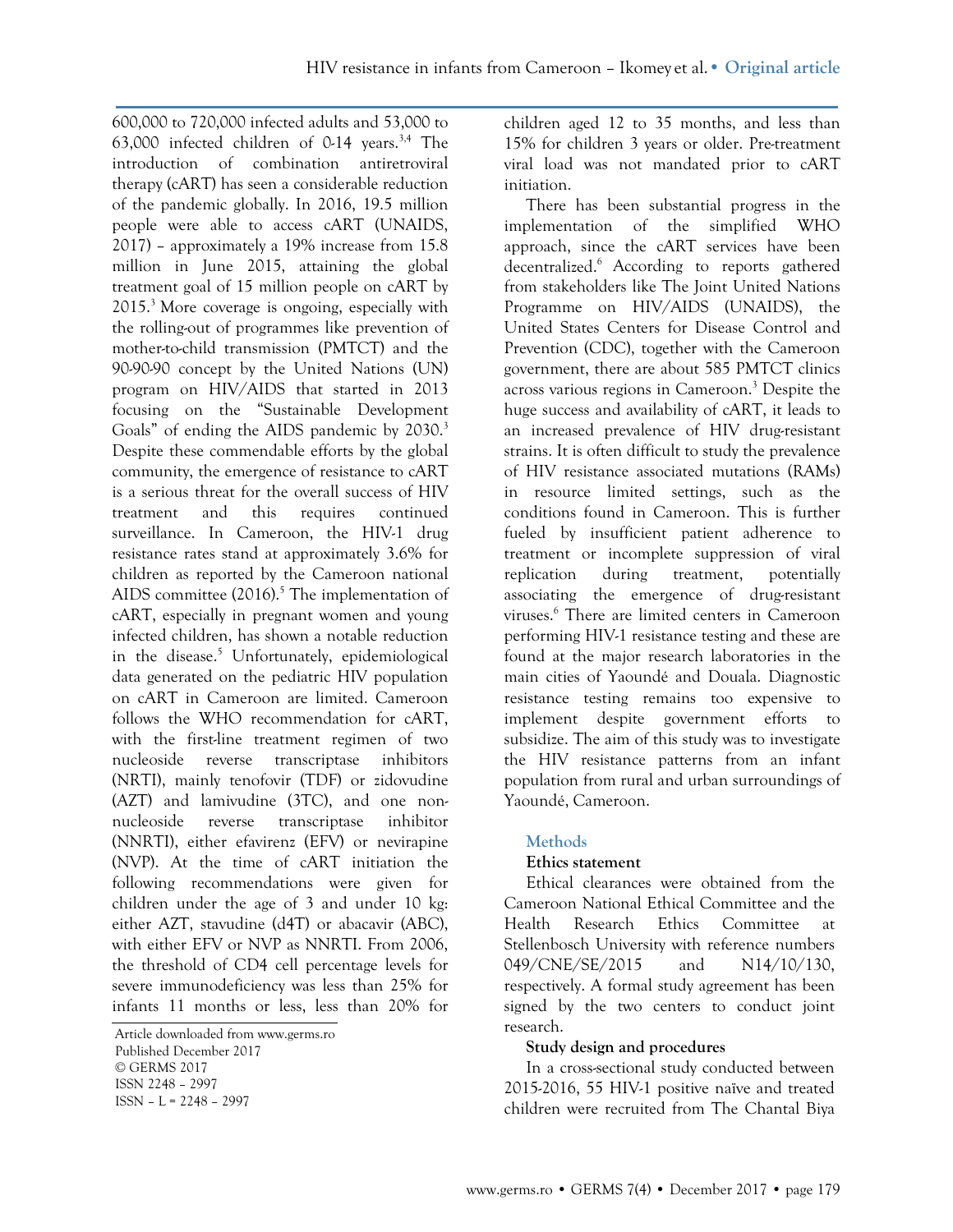600,000 to 720,000 infected adults and 53,000 to 63,000 infected children of 0-14 years.[3,4] The introduction of combination antiretroviral therapy (cART) has seen a considerable reduction of the pandemic globally. In 2016, 19.5 million people were able to access cART (UNAIDS, 2017) – approximately a 19% increase from 15.8 million in June 2015, attaining the global treatment goal of 15 million people on cART by 2015.[3] More coverage is ongoing, especially with the rolling-out of programmes like prevention of mother-to-child transmission (PMTCT) and the 90-90-90 concept by the United Nations (UN) program on HIV/AIDS that started in 2013 focusing on the "Sustainable Development Goals" of ending the AIDS pandemic by 2030.[3] Despite these commendable efforts by the global community, the emergence of resistance to cART is a serious threat for the overall success of HIV treatment and this requires continued surveillance. In Cameroon, the HIV-1 drug resistance rates stand at approximately 3.6% for children as reported by the Cameroon national AIDS committee (2016).[5] The implementation of cART, especially in pregnant women and young infected children, has shown a notable reduction in the disease.[5] Unfortunately, epidemiological data generated on the pediatric HIV population on cART in Cameroon are limited. Cameroon follows the WHO recommendation for cART, with the first-line treatment regimen of two nucleoside reverse transcriptase inhibitors (NRTI), mainly tenofovir (TDF) or zidovudine (AZT) and lamivudine (3TC), and one non-nucleoside reverse transcriptase inhibitor (NNRTI), either efavirenz (EFV) or nevirapine (NVP). At the time of cART initiation the following recommendations were given for children under the age of 3 and under 10 kg: either AZT, stavudine (d4T) or abacavir (ABC), with either EFV or NVP as NNRTI. From 2006, the threshold of CD4 cell percentage levels for severe immunodeficiency was less than 25% for infants 11 months or less, less than 20% for children aged 12 to 35 months, and less than 15% for children 3 years or older. Pre-treatment viral load was not mandated prior to cART initiation.

There has been substantial progress in the implementation of the simplified WHO approach, since the cART services have been decentralized.[6] According to reports gathered from stakeholders like The Joint United Nations Programme on HIV/AIDS (UNAIDS), the United States Centers for Disease Control and Prevention (CDC), together with the Cameroon government, there are about 585 PMTCT clinics across various regions in Cameroon.[3] Despite the huge success and availability of cART, it leads to an increased prevalence of HIV drug-resistant strains. It is often difficult to study the prevalence of HIV resistance associated mutations (RAMs) in resource limited settings, such as the conditions found in Cameroon. This is further fueled by insufficient patient adherence to treatment or incomplete suppression of viral replication during treatment, potentially associating the emergence of drug-resistant viruses.[6] There are limited centers in Cameroon performing HIV-1 resistance testing and these are found at the major research laboratories in the main cities of Yaoundé and Douala. Diagnostic resistance testing remains too expensive to implement despite government efforts to subsidize. The aim of this study was to investigate the HIV resistance patterns from an infant population from rural and urban surroundings of Yaoundé, Cameroon.

## Methods

### Ethics statement

Ethical clearances were obtained from the Cameroon National Ethical Committee and the Health Research Ethics Committee at Stellenbosch University with reference numbers 049/CNE/SE/2015 and N14/10/130, respectively. A formal study agreement has been signed by the two centers to conduct joint research.

### Study design and procedures

In a cross-sectional study conducted between 2015-2016, 55 HIV-1 positive naïve and treated children were recruited from The Chantal Biya

Article downloaded from www.germs.ro
Published December 2017
© GERMS 2017
ISSN 2248 – 2997
ISSN – L = 2248 – 2997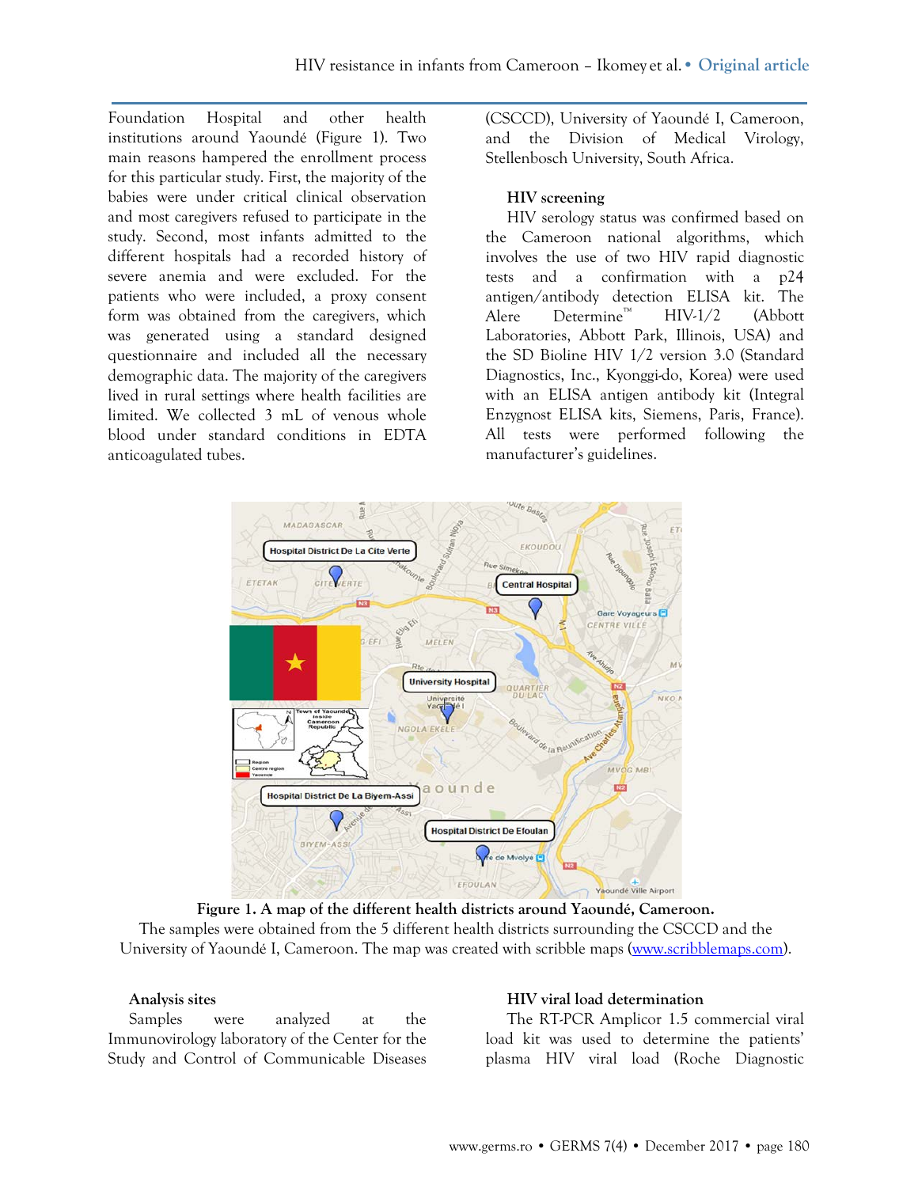Foundation Hospital and other health institutions around Yaoundé (Figure 1). Two main reasons hampered the enrollment process for this particular study. First, the majority of the babies were under critical clinical observation and most caregivers refused to participate in the study. Second, most infants admitted to the different hospitals had a recorded history of severe anemia and were excluded. For the patients who were included, a proxy consent form was obtained from the caregivers, which was generated using a standard designed questionnaire and included all the necessary demographic data. The majority of the caregivers lived in rural settings where health facilities are limited. We collected 3 mL of venous whole blood under standard conditions in EDTA anticoagulated tubes.

**Figure 1. A map of the different health districts around Yaoundé, Cameroon.**
The samples were obtained from the 5 different health districts surrounding the CSCCD and the University of Yaoundé I, Cameroon. The map was created with scribble maps (www.scribblemaps.com).

### Analysis sites

Samples were analyzed at the Immunovirology laboratory of the Center for the Study and Control of Communicable Diseases (CSCCD), University of Yaoundé I, Cameroon, and the Division of Medical Virology, Stellenbosch University, South Africa.

### HIV screening

HIV serology status was confirmed based on the Cameroon national algorithms, which involves the use of two HIV rapid diagnostic tests and a confirmation with a p24 antigen/antibody detection ELISA kit. The Alere Determine™ HIV-1/2 (Abbott Laboratories, Abbott Park, Illinois, USA) and the SD Bioline HIV 1/2 version 3.0 (Standard Diagnostics, Inc., Kyonggi-do, Korea) were used with an ELISA antigen antibody kit (Integral Enzygnost ELISA kits, Siemens, Paris, France). All tests were performed following the manufacturer's guidelines.

### HIV viral load determination

The RT-PCR Amplicor 1.5 commercial viral load kit was used to determine the patients' plasma HIV viral load (Roche Diagnostic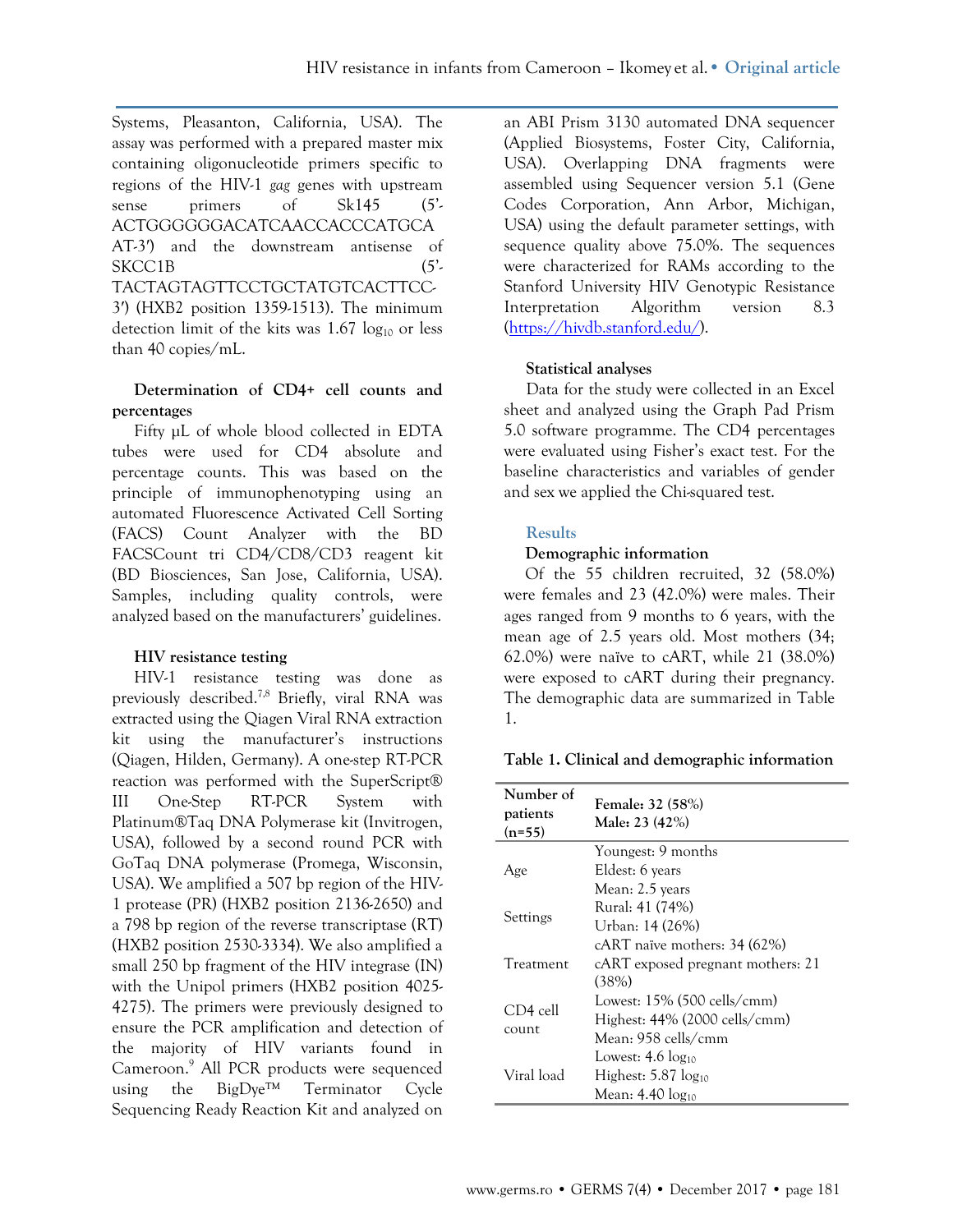Systems, Pleasanton, California, USA). The assay was performed with a prepared master mix containing oligonucleotide primers specific to regions of the HIV-1 *gag* genes with upstream sense primers of Sk145 (5'-ACTGGGGGGACATCAACCACCCATGCAAT-3') and the downstream antisense of SKCC1B (5'-TACTAGTAGTTCCTGCTATGTCACTTCC-3') (HXB2 position 1359-1513). The minimum detection limit of the kits was 1.67 $\log_{10}$ or less than 40 copies/mL.

### Determination of CD4+ cell counts and percentages

Fifty µL of whole blood collected in EDTA tubes were used for CD4 absolute and percentage counts. This was based on the principle of immunophenotyping using an automated Fluorescence Activated Cell Sorting (FACS) Count Analyzer with the BD FACSCount tri CD4/CD8/CD3 reagent kit (BD Biosciences, San Jose, California, USA). Samples, including quality controls, were analyzed based on the manufacturers' guidelines.

### HIV resistance testing

HIV-1 resistance testing was done as previously described.[7,8] Briefly, viral RNA was extracted using the Qiagen Viral RNA extraction kit using the manufacturer's instructions (Qiagen, Hilden, Germany). A one-step RT-PCR reaction was performed with the SuperScript® III One-Step RT-PCR System with Platinum®Taq DNA Polymerase kit (Invitrogen, USA), followed by a second round PCR with GoTaq DNA polymerase (Promega, Wisconsin, USA). We amplified a 507 bp region of the HIV-1 protease (PR) (HXB2 position 2136-2650) and a 798 bp region of the reverse transcriptase (RT) (HXB2 position 2530-3334). We also amplified a small 250 bp fragment of the HIV integrase (IN) with the Unipol primers (HXB2 position 4025-4275). The primers were previously designed to ensure the PCR amplification and detection of the majority of HIV variants found in Cameroon.[9] All PCR products were sequenced using the BigDye™ Terminator Cycle Sequencing Ready Reaction Kit and analyzed on an ABI Prism 3130 automated DNA sequencer (Applied Biosystems, Foster City, California, USA). Overlapping DNA fragments were assembled using Sequencer version 5.1 (Gene Codes Corporation, Ann Arbor, Michigan, USA) using the default parameter settings, with sequence quality above 75.0%. The sequences were characterized for RAMs according to the Stanford University HIV Genotypic Resistance Interpretation Algorithm version 8.3 (https://hivdb.stanford.edu/).

### Statistical analyses

Data for the study were collected in an Excel sheet and analyzed using the Graph Pad Prism 5.0 software programme. The CD4 percentages were evaluated using Fisher's exact test. For the baseline characteristics and variables of gender and sex we applied the Chi-squared test.

## Results

### Demographic information

Of the 55 children recruited, 32 (58.0%) were females and 23 (42.0%) were males. Their ages ranged from 9 months to 6 years, with the mean age of 2.5 years old. Most mothers (34; 62.0%) were naïve to cART, while 21 (38.0%) were exposed to cART during their pregnancy. The demographic data are summarized in Table 1.

**Table 1. Clinical and demographic information**

| Number of patients (n=55) | **Female: 32 (58%)**<br>**Male: 23 (42%)** |
|---|---|
| Age | Youngest: 9 months<br>Eldest: 6 years<br>Mean: 2.5 years |
| Settings | Rural: 41 (74%)<br>Urban: 14 (26%) |
| Treatment | cART naïve mothers: 34 (62%)<br>cART exposed pregnant mothers: 21 (38%) |
| CD4 cell count | Lowest: 15% (500 cells/cmm)<br>Highest: 44% (2000 cells/cmm)<br>Mean: 958 cells/cmm |
| Viral load | Lowest: 4.6 $\log_{10}$<br>Highest: 5.87 $\log_{10}$<br>Mean: 4.40 $\log_{10}$ |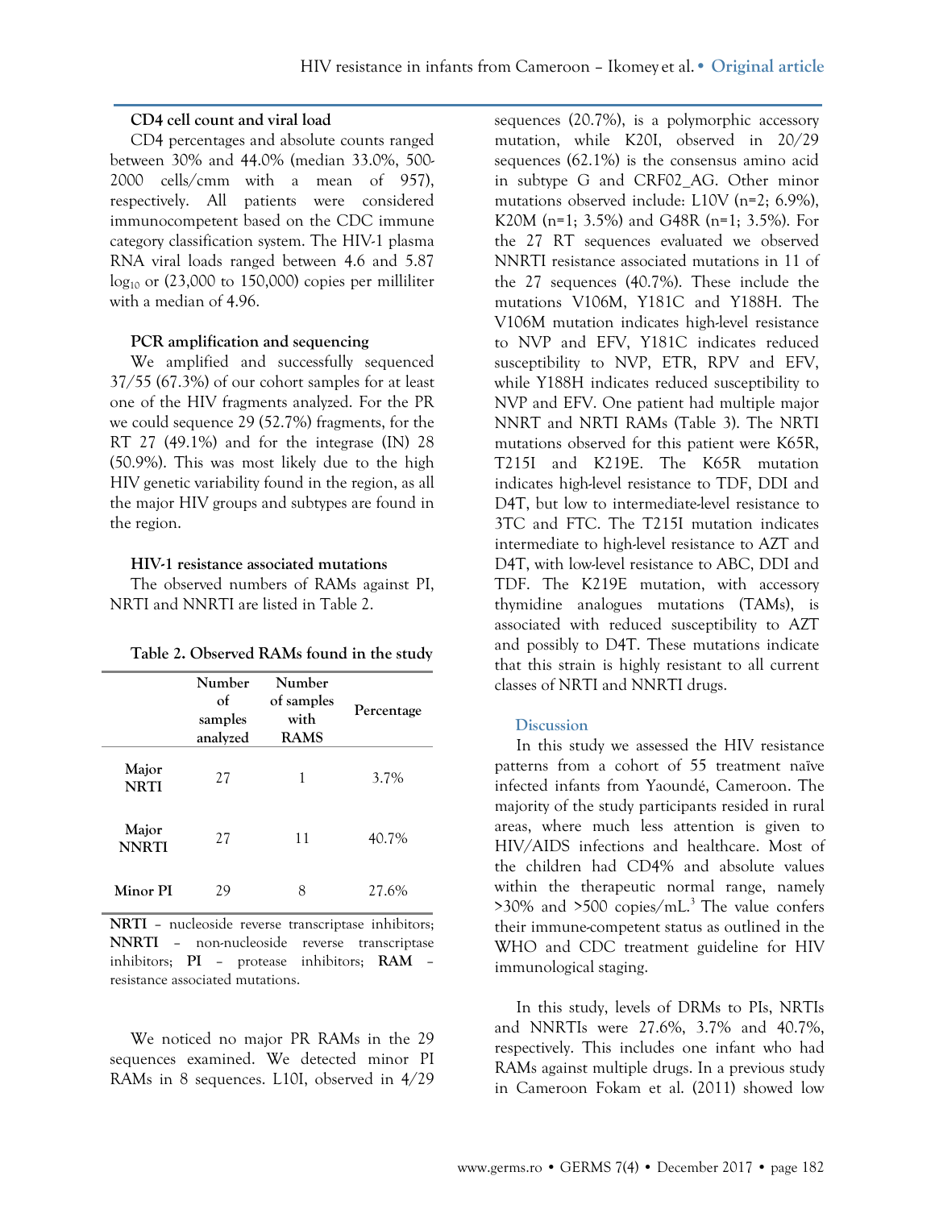**CD4 cell count and viral load**

CD4 percentages and absolute counts ranged between 30% and 44.0% (median 33.0%, 500-2000 cells/cmm with a mean of 957), respectively. All patients were considered immunocompetent based on the CDC immune category classification system. The HIV-1 plasma RNA viral loads ranged between 4.6 and 5.87 $\log_{10}$ or (23,000 to 150,000) copies per milliliter with a median of 4.96.

**PCR amplification and sequencing**

We amplified and successfully sequenced 37/55 (67.3%) of our cohort samples for at least one of the HIV fragments analyzed. For the PR we could sequence 29 (52.7%) fragments, for the RT 27 (49.1%) and for the integrase (IN) 28 (50.9%). This was most likely due to the high HIV genetic variability found in the region, as all the major HIV groups and subtypes are found in the region.

**HIV-1 resistance associated mutations**

The observed numbers of RAMs against PI, NRTI and NNRTI are listed in Table 2.

**Table 2. Observed RAMs found in the study**

| | Number of samples analyzed | Number of samples with RAMS | Percentage |
|---|---|---|---|
| **Major NRTI** | 27 | 1 | 3.7% |
| **Major NNRTI** | 27 | 11 | 40.7% |
| **Minor PI** | 29 | 8 | 27.6% |

**NRTI** – nucleoside reverse transcriptase inhibitors; **NNRTI** – non-nucleoside reverse transcriptase inhibitors; **PI** – protease inhibitors; **RAM** – resistance associated mutations.

We noticed no major PR RAMs in the 29 sequences examined. We detected minor PI RAMs in 8 sequences. L10I, observed in 4/29 sequences (20.7%), is a polymorphic accessory mutation, while K20I, observed in 20/29 sequences (62.1%) is the consensus amino acid in subtype G and CRF02_AG. Other minor mutations observed include: L10V (n=2; 6.9%), K20M (n=1; 3.5%) and G48R (n=1; 3.5%). For the 27 RT sequences evaluated we observed NNRTI resistance associated mutations in 11 of the 27 sequences (40.7%). These include the mutations V106M, Y181C and Y188H. The V106M mutation indicates high-level resistance to NVP and EFV, Y181C indicates reduced susceptibility to NVP, ETR, RPV and EFV, while Y188H indicates reduced susceptibility to NVP and EFV. One patient had multiple major NNRT and NRTI RAMs (Table 3). The NRTI mutations observed for this patient were K65R, T215I and K219E. The K65R mutation indicates high-level resistance to TDF, DDI and D4T, but low to intermediate-level resistance to 3TC and FTC. The T215I mutation indicates intermediate to high-level resistance to AZT and D4T, with low-level resistance to ABC, DDI and TDF. The K219E mutation, with accessory thymidine analogues mutations (TAMs), is associated with reduced susceptibility to AZT and possibly to D4T. These mutations indicate that this strain is highly resistant to all current classes of NRTI and NNRTI drugs.

## Discussion

In this study we assessed the HIV resistance patterns from a cohort of 55 treatment naïve infected infants from Yaoundé, Cameroon. The majority of the study participants resided in rural areas, where much less attention is given to HIV/AIDS infections and healthcare. Most of the children had CD4% and absolute values within the therapeutic normal range, namely >30% and >500 copies/mL.[3] The value confers their immune-competent status as outlined in the WHO and CDC treatment guideline for HIV immunological staging.

In this study, levels of DRMs to PIs, NRTIs and NNRTIs were 27.6%, 3.7% and 40.7%, respectively. This includes one infant who had RAMs against multiple drugs. In a previous study in Cameroon Fokam et al. (2011) showed low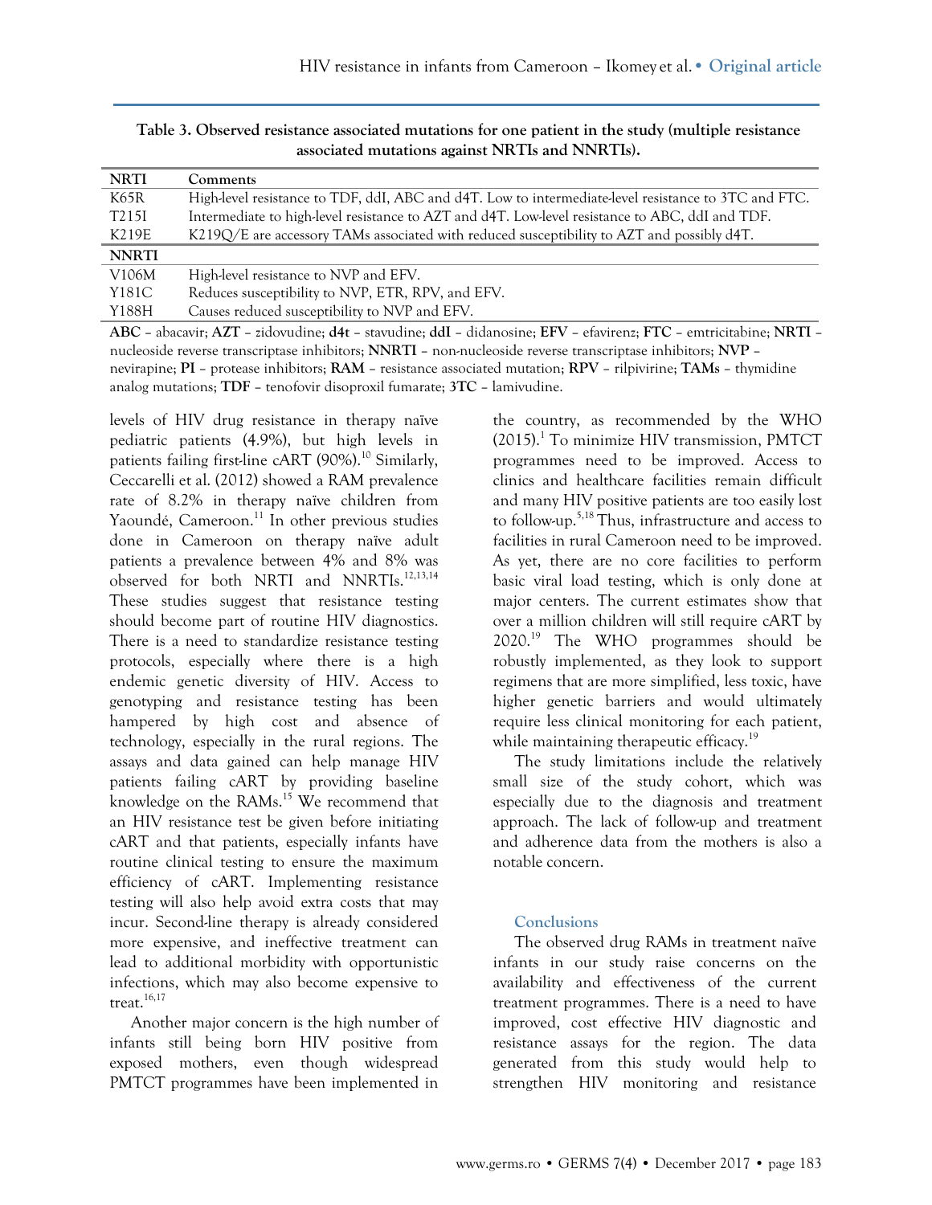**Table 3. Observed resistance associated mutations for one patient in the study (multiple resistance associated mutations against NRTIs and NNRTIs).**

| NRTI | Comments |
|---|---|
| K65R | High-level resistance to TDF, ddI, ABC and d4T. Low to intermediate-level resistance to 3TC and FTC. |
| T215I | Intermediate to high-level resistance to AZT and d4T. Low-level resistance to ABC, ddI and TDF. |
| K219E | K219Q/E are accessory TAMs associated with reduced susceptibility to AZT and possibly d4T. |
| **NNRTI** | |
| V106M | High-level resistance to NVP and EFV. |
| Y181C | Reduces susceptibility to NVP, ETR, RPV, and EFV. |
| Y188H | Causes reduced susceptibility to NVP and EFV. |

**ABC** – abacavir; **AZT** – zidovudine; **d4t** – stavudine; **ddI** – didanosine; **EFV** – efavirenz; **FTC** – emtricitabine; **NRTI** – nucleoside reverse transcriptase inhibitors; **NNRTI** – non-nucleoside reverse transcriptase inhibitors; **NVP** – nevirapine; **PI** – protease inhibitors; **RAM** – resistance associated mutation; **RPV** – rilpivirine; **TAMs** – thymidine analog mutations; **TDF** – tenofovir disoproxil fumarate; **3TC** – lamivudine.

levels of HIV drug resistance in therapy naïve pediatric patients (4.9%), but high levels in patients failing first-line cART (90%).[10] Similarly, Ceccarelli et al. (2012) showed a RAM prevalence rate of 8.2% in therapy naïve children from Yaoundé, Cameroon.[11] In other previous studies done in Cameroon on therapy naïve adult patients a prevalence between 4% and 8% was observed for both NRTI and NNRTIs.[12,13,14] These studies suggest that resistance testing should become part of routine HIV diagnostics. There is a need to standardize resistance testing protocols, especially where there is a high endemic genetic diversity of HIV. Access to genotyping and resistance testing has been hampered by high cost and absence of technology, especially in the rural regions. The assays and data gained can help manage HIV patients failing cART by providing baseline knowledge on the RAMs.[15] We recommend that an HIV resistance test be given before initiating cART and that patients, especially infants have routine clinical testing to ensure the maximum efficiency of cART. Implementing resistance testing will also help avoid extra costs that may incur. Second-line therapy is already considered more expensive, and ineffective treatment can lead to additional morbidity with opportunistic infections, which may also become expensive to treat.[16,17]

Another major concern is the high number of infants still being born HIV positive from exposed mothers, even though widespread PMTCT programmes have been implemented in the country, as recommended by the WHO (2015).[1] To minimize HIV transmission, PMTCT programmes need to be improved. Access to clinics and healthcare facilities remain difficult and many HIV positive patients are too easily lost to follow-up.[5,18] Thus, infrastructure and access to facilities in rural Cameroon need to be improved. As yet, there are no core facilities to perform basic viral load testing, which is only done at major centers. The current estimates show that over a million children will still require cART by 2020.[19] The WHO programmes should be robustly implemented, as they look to support regimens that are more simplified, less toxic, have higher genetic barriers and would ultimately require less clinical monitoring for each patient, while maintaining therapeutic efficacy.[19]

The study limitations include the relatively small size of the study cohort, which was especially due to the diagnosis and treatment approach. The lack of follow-up and treatment and adherence data from the mothers is also a notable concern.

## Conclusions

The observed drug RAMs in treatment naïve infants in our study raise concerns on the availability and effectiveness of the current treatment programmes. There is a need to have improved, cost effective HIV diagnostic and resistance assays for the region. The data generated from this study would help to strengthen HIV monitoring and resistance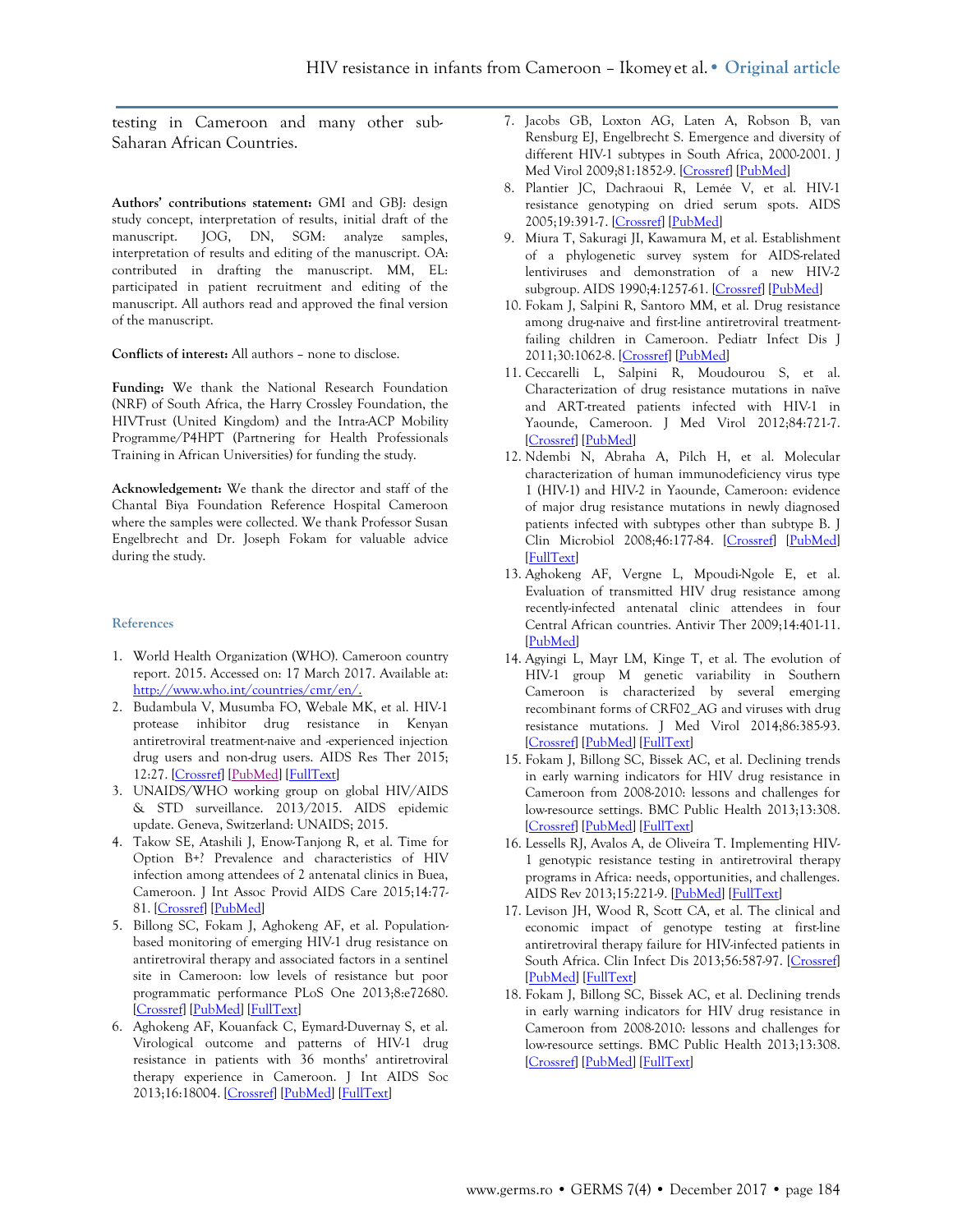testing in Cameroon and many other sub-Saharan African Countries.

**Authors' contributions statement:** GMI and GBJ: design study concept, interpretation of results, initial draft of the manuscript. JOG, DN, SGM: analyze samples, interpretation of results and editing of the manuscript. OA: contributed in drafting the manuscript. MM, EL: participated in patient recruitment and editing of the manuscript. All authors read and approved the final version of the manuscript.

**Conflicts of interest:** All authors – none to disclose.

**Funding:** We thank the National Research Foundation (NRF) of South Africa, the Harry Crossley Foundation, the HIVTrust (United Kingdom) and the Intra-ACP Mobility Programme/P4HPT (Partnering for Health Professionals Training in African Universities) for funding the study.

**Acknowledgement:** We thank the director and staff of the Chantal Biya Foundation Reference Hospital Cameroon where the samples were collected. We thank Professor Susan Engelbrecht and Dr. Joseph Fokam for valuable advice during the study.

## References

1. World Health Organization (WHO). Cameroon country report. 2015. Accessed on: 17 March 2017. Available at: http://www.who.int/countries/cmr/en/.
2. Budambula V, Musumba FO, Webale MK, et al. HIV-1 protease inhibitor drug resistance in Kenyan antiretroviral treatment-naive and -experienced injection drug users and non-drug users. AIDS Res Ther 2015; 12:27. [Crossref] [PubMed] [FullText]
3. UNAIDS/WHO working group on global HIV/AIDS & STD surveillance. 2013/2015. AIDS epidemic update. Geneva, Switzerland: UNAIDS; 2015.
4. Takow SE, Atashili J, Enow-Tanjong R, et al. Time for Option B+? Prevalence and characteristics of HIV infection among attendees of 2 antenatal clinics in Buea, Cameroon. J Int Assoc Provid AIDS Care 2015;14:77-81. [Crossref] [PubMed]
5. Billong SC, Fokam J, Aghokeng AF, et al. Population-based monitoring of emerging HIV-1 drug resistance on antiretroviral therapy and associated factors in a sentinel site in Cameroon: low levels of resistance but poor programmatic performance PLoS One 2013;8:e72680. [Crossref] [PubMed] [FullText]
6. Aghokeng AF, Kouanfack C, Eymard-Duvernay S, et al. Virological outcome and patterns of HIV-1 drug resistance in patients with 36 months' antiretroviral therapy experience in Cameroon. J Int AIDS Soc 2013;16:18004. [Crossref] [PubMed] [FullText]
7. Jacobs GB, Loxton AG, Laten A, Robson B, van Rensburg EJ, Engelbrecht S. Emergence and diversity of different HIV-1 subtypes in South Africa, 2000-2001. J Med Virol 2009;81:1852-9. [Crossref] [PubMed]
8. Plantier JC, Dachraoui R, Lemée V, et al. HIV-1 resistance genotyping on dried serum spots. AIDS 2005;19:391-7. [Crossref] [PubMed]
9. Miura T, Sakuragi JI, Kawamura M, et al. Establishment of a phylogenetic survey system for AIDS-related lentiviruses and demonstration of a new HIV-2 subgroup. AIDS 1990;4:1257-61. [Crossref] [PubMed]
10. Fokam J, Salpini R, Santoro MM, et al. Drug resistance among drug-naive and first-line antiretroviral treatment-failing children in Cameroon. Pediatr Infect Dis J 2011;30:1062-8. [Crossref] [PubMed]
11. Ceccarelli L, Salpini R, Moudourou S, et al. Characterization of drug resistance mutations in naïve and ART-treated patients infected with HIV-1 in Yaounde, Cameroon. J Med Virol 2012;84:721-7. [Crossref] [PubMed]
12. Ndembi N, Abraha A, Pilch H, et al. Molecular characterization of human immunodeficiency virus type 1 (HIV-1) and HIV-2 in Yaounde, Cameroon: evidence of major drug resistance mutations in newly diagnosed patients infected with subtypes other than subtype B. J Clin Microbiol 2008;46:177-84. [Crossref] [PubMed] [FullText]
13. Aghokeng AF, Vergne L, Mpoudi-Ngole E, et al. Evaluation of transmitted HIV drug resistance among recently-infected antenatal clinic attendees in four Central African countries. Antivir Ther 2009;14:401-11. [PubMed]
14. Agyingi L, Mayr LM, Kinge T, et al. The evolution of HIV-1 group M genetic variability in Southern Cameroon is characterized by several emerging recombinant forms of CRF02_AG and viruses with drug resistance mutations. J Med Virol 2014;86:385-93. [Crossref] [PubMed] [FullText]
15. Fokam J, Billong SC, Bissek AC, et al. Declining trends in early warning indicators for HIV drug resistance in Cameroon from 2008-2010: lessons and challenges for low-resource settings. BMC Public Health 2013;13:308. [Crossref] [PubMed] [FullText]
16. Lessells RJ, Avalos A, de Oliveira T. Implementing HIV-1 genotypic resistance testing in antiretroviral therapy programs in Africa: needs, opportunities, and challenges. AIDS Rev 2013;15:221-9. [PubMed] [FullText]
17. Levison JH, Wood R, Scott CA, et al. The clinical and economic impact of genotype testing at first-line antiretroviral therapy failure for HIV-infected patients in South Africa. Clin Infect Dis 2013;56:587-97. [Crossref] [PubMed] [FullText]
18. Fokam J, Billong SC, Bissek AC, et al. Declining trends in early warning indicators for HIV drug resistance in Cameroon from 2008-2010: lessons and challenges for low-resource settings. BMC Public Health 2013;13:308. [Crossref] [PubMed] [FullText]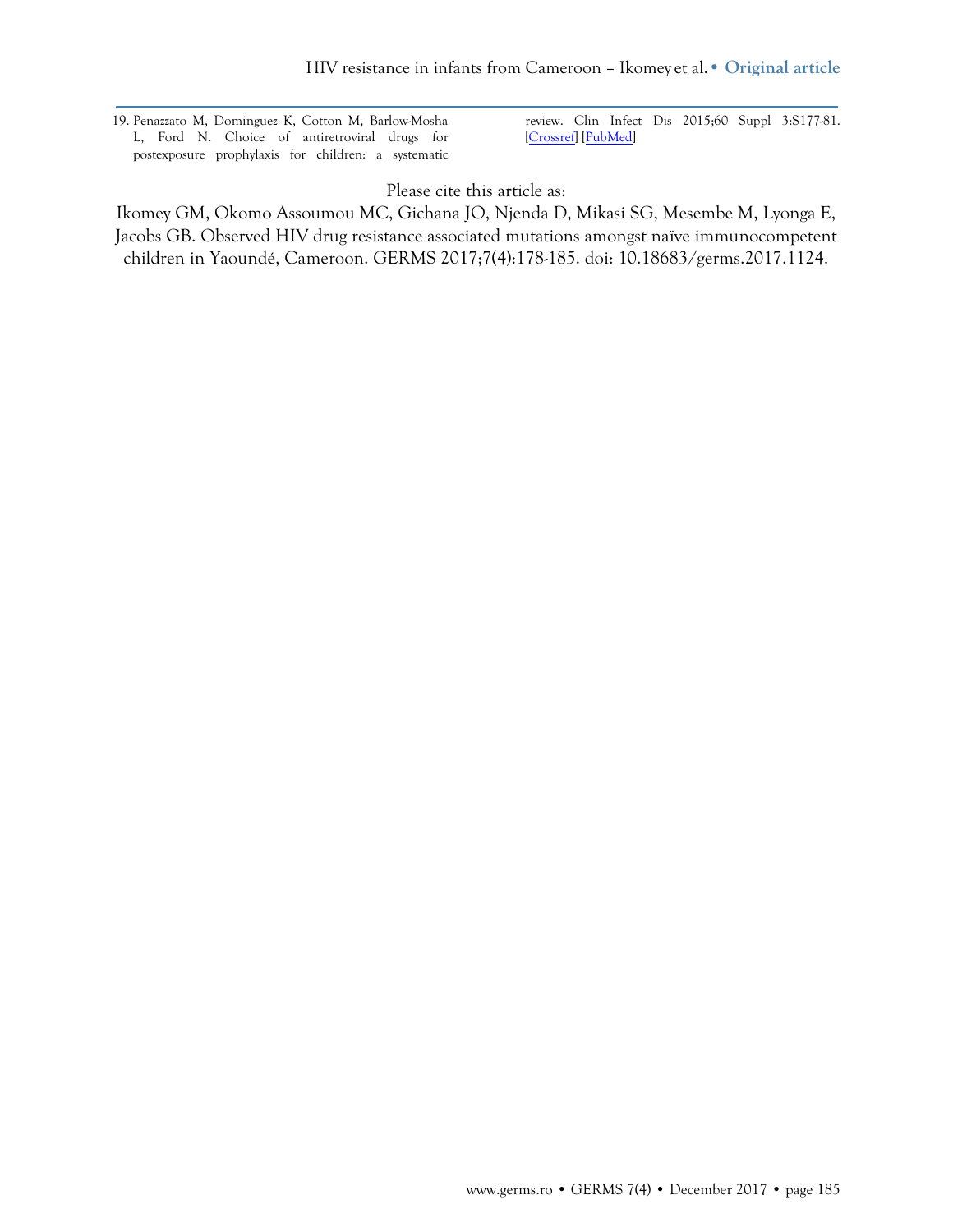19. Penazzato M, Dominguez K, Cotton M, Barlow-Mosha L, Ford N. Choice of antiretroviral drugs for postexposure prophylaxis for children: a systematic review. Clin Infect Dis 2015;60 Suppl 3:S177-81. [Crossref] [PubMed]

Please cite this article as:

Ikomey GM, Okomo Assoumou MC, Gichana JO, Njenda D, Mikasi SG, Mesembe M, Lyonga E, Jacobs GB. Observed HIV drug resistance associated mutations amongst naïve immunocompetent children in Yaoundé, Cameroon. GERMS 2017;7(4):178-185. doi: 10.18683/germs.2017.1124.